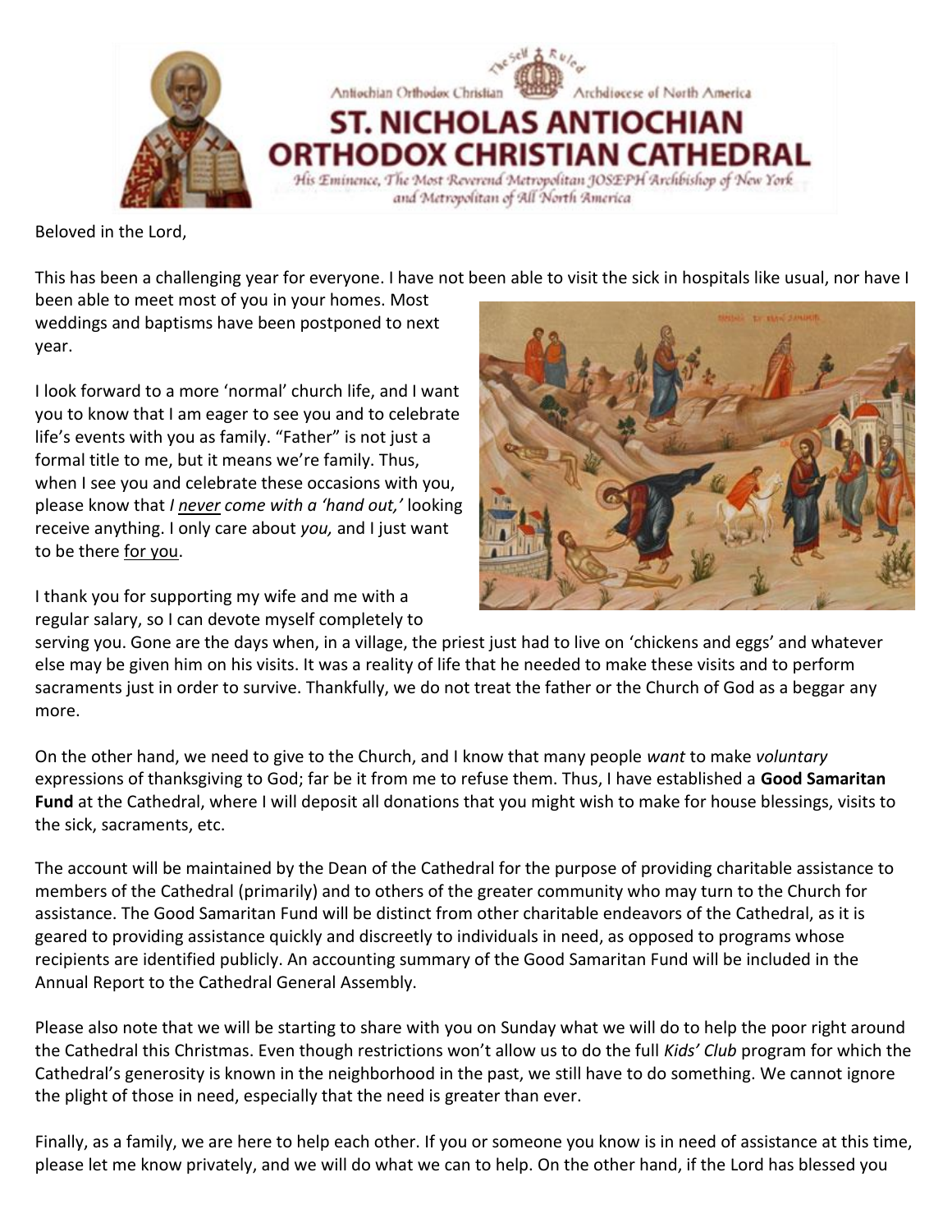Antiochian Orthodox Christian Archdiocese of North America

# ST. NICHOLAS ANTIOCHIAN ORTHODOX CHRISTIAN CATHEDRAL

*His Eminence, The Most Reverend Metropolitan JOSEPH Archbishop of New York and Metropolitan of All North America*

Beloved in the Lord,

This has been a challenging year for everyone. I have not been able to visit the sick in hospitals like usual, nor have I been able to meet most of you in your homes. Most weddings and baptisms have been postponed to next year.

I look forward to a more 'normal' church life, and I want you to know that I am eager to see you and to celebrate life's events with you as family. "Father" is not just a formal title to me, but it means we're family. Thus, when I see you and celebrate these occasions with you, please know that *I never come with a 'hand out,'* looking receive anything. I only care about *you,* and I just want to be there for you.

I thank you for supporting my wife and me with a regular salary, so I can devote myself completely to serving you. Gone are the days when, in a village, the priest just had to live on 'chickens and eggs' and whatever else may be given him on his visits. It was a reality of life that he needed to make these visits and to perform sacraments just in order to survive. Thankfully, we do not treat the father or the Church of God as a beggar any more.

On the other hand, we need to give to the Church, and I know that many people *want* to make *voluntary* expressions of thanksgiving to God; far be it from me to refuse them. Thus, I have established a **Good Samaritan Fund** at the Cathedral, where I will deposit all donations that you might wish to make for house blessings, visits to the sick, sacraments, etc.

The account will be maintained by the Dean of the Cathedral for the purpose of providing charitable assistance to members of the Cathedral (primarily) and to others of the greater community who may turn to the Church for assistance. The Good Samaritan Fund will be distinct from other charitable endeavors of the Cathedral, as it is geared to providing assistance quickly and discreetly to individuals in need, as opposed to programs whose recipients are identified publicly. An accounting summary of the Good Samaritan Fund will be included in the Annual Report to the Cathedral General Assembly.

Please also note that we will be starting to share with you on Sunday what we will do to help the poor right around the Cathedral this Christmas. Even though restrictions won't allow us to do the full *Kids' Club* program for which the Cathedral's generosity is known in the neighborhood in the past, we still have to do something. We cannot ignore the plight of those in need, especially that the need is greater than ever.

Finally, as a family, we are here to help each other. If you or someone you know is in need of assistance at this time, please let me know privately, and we will do what we can to help. On the other hand, if the Lord has blessed you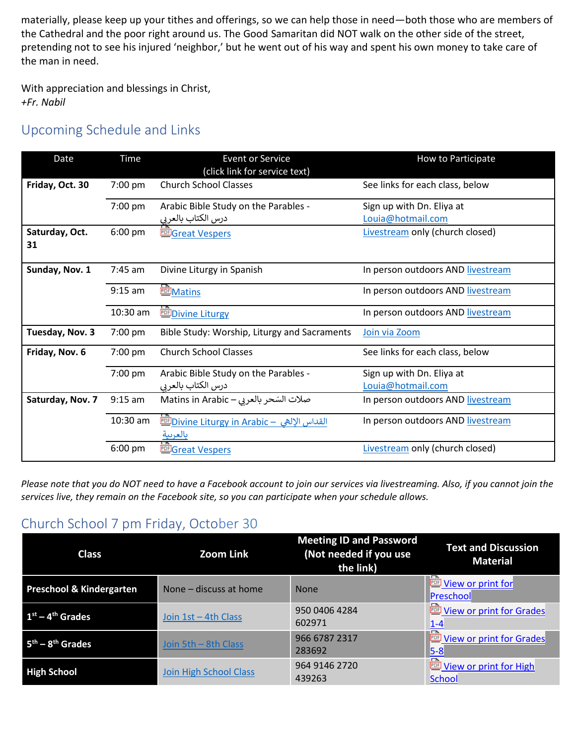materially, please keep up your tithes and offerings, so we can help those in need—both those who are members of the Cathedral and the poor right around us. The Good Samaritan did NOT walk on the other side of the street, pretending not to see his injured 'neighbor,' but he went out of his way and spent his own money to take care of the man in need.

With appreciation and blessings in Christ,
*+Fr. Nabil*

## Upcoming Schedule and Links

| Date | Time | Event or Service (click link for service text) | How to Participate |
|---|---|---|---|
| **Friday, Oct. 30** | 7:00 pm | Church School Classes | See links for each class, below |
| | 7:00 pm | Arabic Bible Study on the Parables - درس الكتاب بالعربي | Sign up with Dn. Eliya at Louia@hotmail.com |
| **Saturday, Oct. 31** | 6:00 pm | Great Vespers | Livestream only (church closed) |
| **Sunday, Nov. 1** | 7:45 am | Divine Liturgy in Spanish | In person outdoors AND livestream |
| | 9:15 am | Matins | In person outdoors AND livestream |
| | 10:30 am | Divine Liturgy | In person outdoors AND livestream |
| **Tuesday, Nov. 3** | 7:00 pm | Bible Study: Worship, Liturgy and Sacraments | Join via Zoom |
| **Friday, Nov. 6** | 7:00 pm | Church School Classes | See links for each class, below |
| | 7:00 pm | Arabic Bible Study on the Parables - درس الكتاب بالعربي | Sign up with Dn. Eliya at Louia@hotmail.com |
| **Saturday, Nov. 7** | 9:15 am | Matins in Arabic – صلاة السَحر بالعربي | In person outdoors AND livestream |
| | 10:30 am | Divine Liturgy in Arabic – القداس الإلهي بالعربية | In person outdoors AND livestream |
| | 6:00 pm | Great Vespers | Livestream only (church closed) |

*Please note that you do NOT need to have a Facebook account to join our services via livestreaming. Also, if you cannot join the services live, they remain on the Facebook site, so you can participate when your schedule allows.*

## Church School 7 pm Friday, October 30

| Class | Zoom Link | Meeting ID and Password (Not needed if you use the link) | Text and Discussion Material |
|---|---|---|---|
| **Preschool & Kindergarten** | None – discuss at home | None | View or print for Preschool |
| **1st – 4th Grades** | Join 1st – 4th Class | 950 0406 4284<br>602971 | View or print for Grades 1-4 |
| **5th – 8th Grades** | Join 5th – 8th Class | 966 6787 2317<br>283692 | View or print for Grades 5-8 |
| **High School** | Join High School Class | 964 9146 2720<br>439263 | View or print for High School |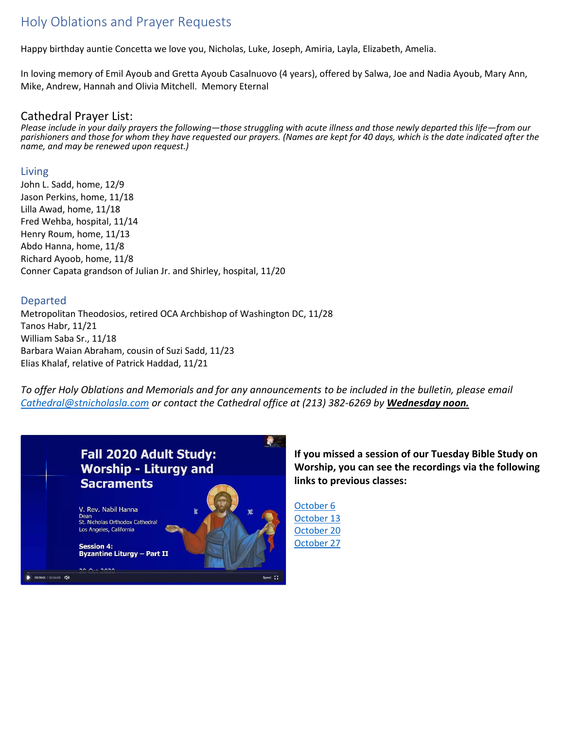## Holy Oblations and Prayer Requests

Happy birthday auntie Concetta we love you, Nicholas, Luke, Joseph, Amiria, Layla, Elizabeth, Amelia.

In loving memory of Emil Ayoub and Gretta Ayoub Casalnuovo (4 years), offered by Salwa, Joe and Nadia Ayoub, Mary Ann, Mike, Andrew, Hannah and Olivia Mitchell. Memory Eternal

## Cathedral Prayer List:

*Please include in your daily prayers the following—those struggling with acute illness and those newly departed this life—from our parishioners and those for whom they have requested our prayers. (Names are kept for 40 days, which is the date indicated after the name, and may be renewed upon request.)*

### Living

John L. Sadd, home, 12/9
Jason Perkins, home, 11/18
Lilla Awad, home, 11/18
Fred Wehba, hospital, 11/14
Henry Roum, home, 11/13
Abdo Hanna, home, 11/8
Richard Ayoob, home, 11/8
Conner Capata grandson of Julian Jr. and Shirley, hospital, 11/20

### Departed

Metropolitan Theodosios, retired OCA Archbishop of Washington DC, 11/28
Tanos Habr, 11/21
William Saba Sr., 11/18
Barbara Waian Abraham, cousin of Suzi Sadd, 11/23
Elias Khalaf, relative of Patrick Haddad, 11/21

*To offer Holy Oblations and Memorials and for any announcements to be included in the bulletin, please email Cathedral@stnicholasla.com or contact the Cathedral office at (213) 382-6269 by* ***Wednesday noon.***

**If you missed a session of our Tuesday Bible Study on Worship, you can see the recordings via the following links to previous classes:**

October 6
October 13
October 20
October 27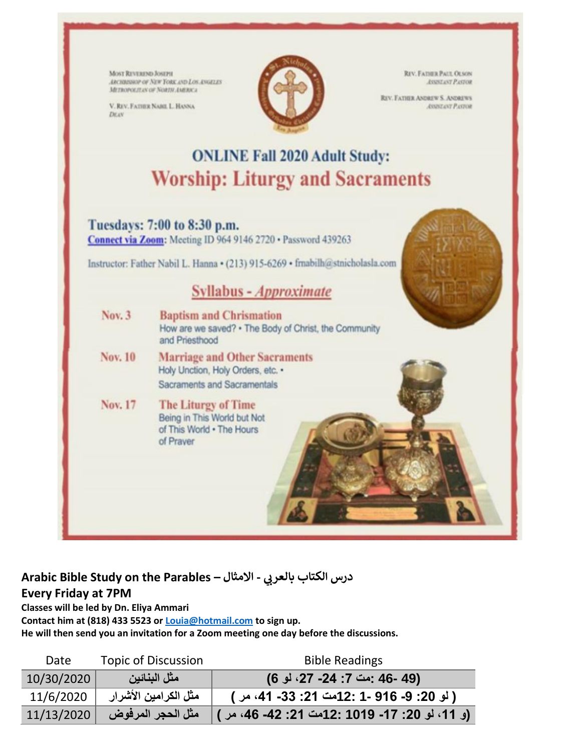Most Reverend Joseph
Archbishop of New York and Los Angeles
Metropolitan of North America

V. Rev. Father Nabil L. Hanna
Dean

Rev. Father Paul Olson
Assistant Pastor

Rev. Father Andrew S. Andrews
Assistant Pastor

## ONLINE Fall 2020 Adult Study:

# Worship: Liturgy and Sacraments

### Tuesdays: 7:00 to 8:30 p.m.

Connect via Zoom: Meeting ID 964 9146 2720 • Password 439263

Instructor: Father Nabil L. Hanna • (213) 915-6269 • frnabilh@stnicholasla.com

### Syllabus - *Approximate*

**Nov. 3** — **Baptism and Chrismation**
How are we saved? • The Body of Christ, the Community and Priesthood

**Nov. 10** — **Marriage and Other Sacraments**
Holy Unction, Holy Orders, etc. • Sacraments and Sacramentals

**Nov. 17** — **The Liturgy of Time**
Being in This World but Not of This World • The Hours of Prayer

**Arabic Bible Study on the Parables – درس الكتاب بالعربي - الامثال**

**Every Friday at 7PM**

**Classes will be led by Dn. Eliya Ammari**

**Contact him at (818) 433 5523 or Louia@hotmail.com to sign up.**

**He will then send you an invitation for a Zoom meeting one day before the discussions.**

| Date | Topic of Discussion | Bible Readings |
|---|---|---|
| 10/30/2020 | مثل البنائين | (49 -46 :مت 7: 24- 27، لو 6) |
| 11/6/2020 | مثل الكرامين الأشرار | ( لو 20: 9- 916 -1 :12مت 21: 33- 41، مر ) |
| 11/13/2020 | مثل الحجر المرفوض | (و 11، لو 20: 17- 1019 :12مت 21: 42- 46، مر ) |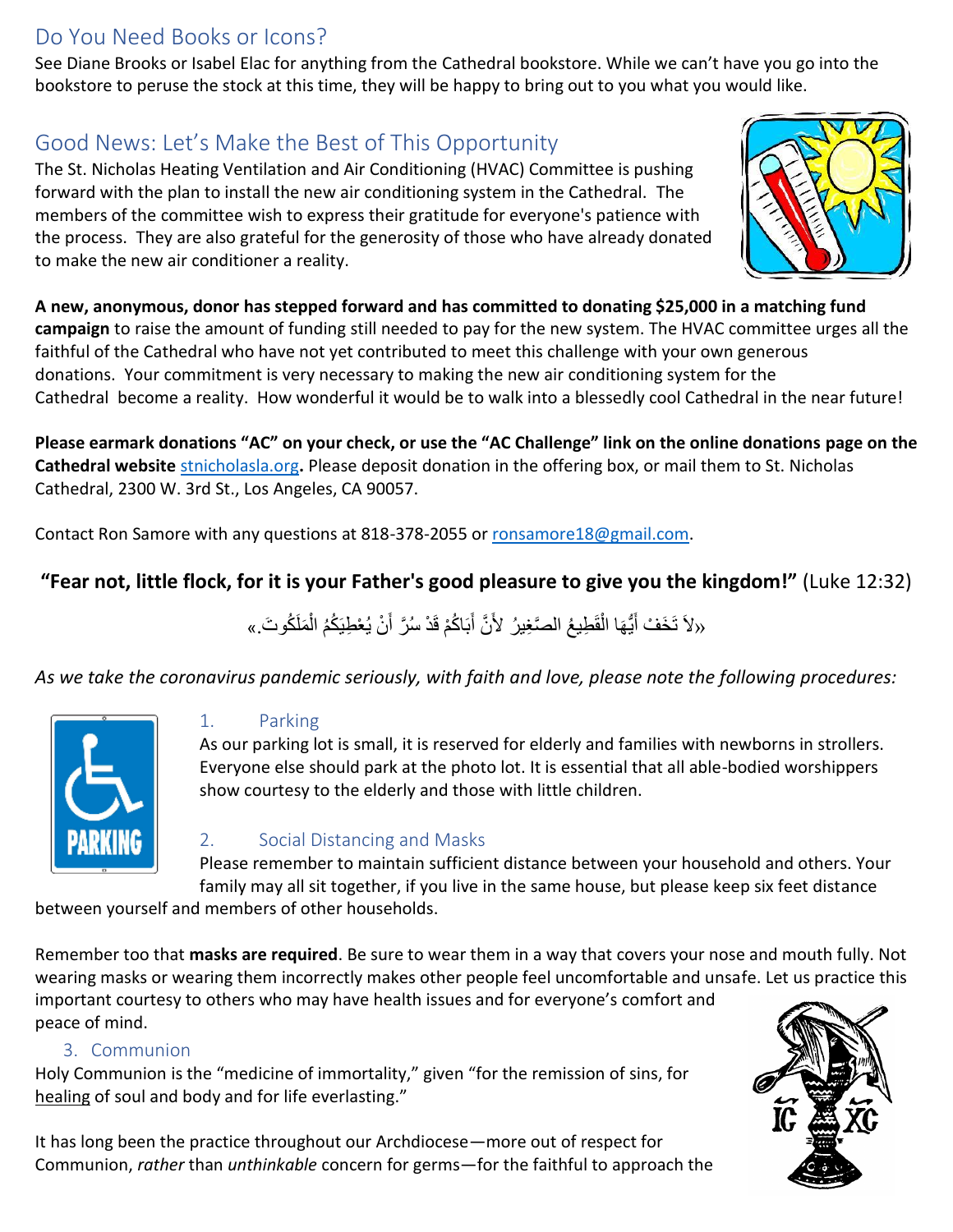## Do You Need Books or Icons?

See Diane Brooks or Isabel Elac for anything from the Cathedral bookstore. While we can't have you go into the bookstore to peruse the stock at this time, they will be happy to bring out to you what you would like.

## Good News: Let's Make the Best of This Opportunity

The St. Nicholas Heating Ventilation and Air Conditioning (HVAC) Committee is pushing forward with the plan to install the new air conditioning system in the Cathedral. The members of the committee wish to express their gratitude for everyone's patience with the process. They are also grateful for the generosity of those who have already donated to make the new air conditioner a reality.

**A new, anonymous, donor has stepped forward and has committed to donating $25,000 in a matching fund campaign** to raise the amount of funding still needed to pay for the new system. The HVAC committee urges all the faithful of the Cathedral who have not yet contributed to meet this challenge with your own generous donations. Your commitment is very necessary to making the new air conditioning system for the Cathedral become a reality. How wonderful it would be to walk into a blessedly cool Cathedral in the near future!

**Please earmark donations "AC" on your check, or use the "AC Challenge" link on the online donations page on the Cathedral website** stnicholasla.org**.** Please deposit donation in the offering box, or mail them to St. Nicholas Cathedral, 2300 W. 3rd St., Los Angeles, CA 90057.

Contact Ron Samore with any questions at 818-378-2055 or ronsamore18@gmail.com.

**"Fear not, little flock, for it is your Father's good pleasure to give you the kingdom!"** (Luke 12:32)

«لاَ تَخَفْ أَيُّهَا الْقَطِيعُ الصَّغِيرُ لأَنَّ أَبَاكُمْ قَدْ سُرَّ أَنْ يُعْطِيَكُمُ الْمَلَكُوتَ.»

*As we take the coronavirus pandemic seriously, with faith and love, please note the following procedures:*

### 1. Parking

As our parking lot is small, it is reserved for elderly and families with newborns in strollers. Everyone else should park at the photo lot. It is essential that all able-bodied worshippers show courtesy to the elderly and those with little children.

### 2. Social Distancing and Masks

Please remember to maintain sufficient distance between your household and others. Your family may all sit together, if you live in the same house, but please keep six feet distance between yourself and members of other households.

Remember too that **masks are required**. Be sure to wear them in a way that covers your nose and mouth fully. Not wearing masks or wearing them incorrectly makes other people feel uncomfortable and unsafe. Let us practice this important courtesy to others who may have health issues and for everyone's comfort and peace of mind.

### 3. Communion

Holy Communion is the "medicine of immortality," given "for the remission of sins, for healing of soul and body and for life everlasting."

It has long been the practice throughout our Archdiocese—more out of respect for Communion, *rather* than *unthinkable* concern for germs—for the faithful to approach the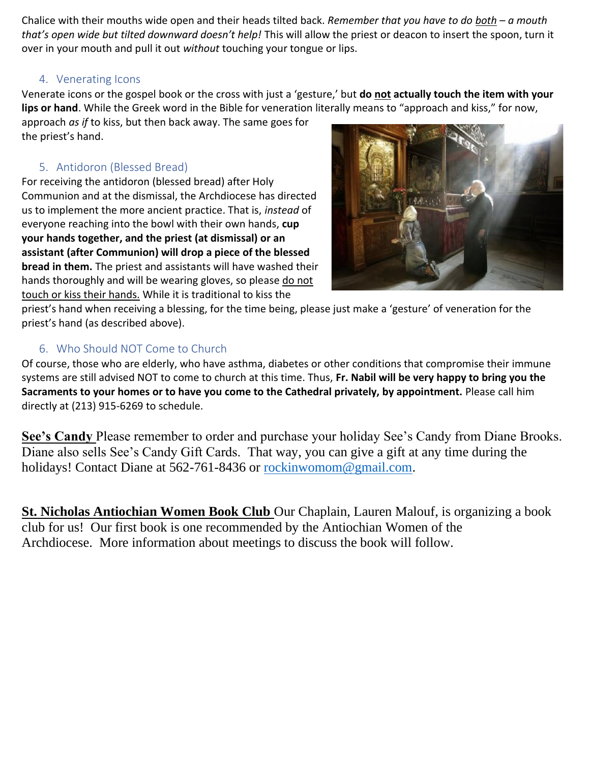Chalice with their mouths wide open and their heads tilted back. *Remember that you have to do both – a mouth that's open wide but tilted downward doesn't help!* This will allow the priest or deacon to insert the spoon, turn it over in your mouth and pull it out *without* touching your tongue or lips.

### 4. Venerating Icons

Venerate icons or the gospel book or the cross with just a 'gesture,' but **do not actually touch the item with your lips or hand**. While the Greek word in the Bible for veneration literally means to "approach and kiss," for now, approach *as if* to kiss, but then back away. The same goes for the priest's hand.

### 5. Antidoron (Blessed Bread)

For receiving the antidoron (blessed bread) after Holy Communion and at the dismissal, the Archdiocese has directed us to implement the more ancient practice. That is, *instead* of everyone reaching into the bowl with their own hands, **cup your hands together, and the priest (at dismissal) or an assistant (after Communion) will drop a piece of the blessed bread in them.** The priest and assistants will have washed their hands thoroughly and will be wearing gloves, so please do not touch or kiss their hands. While it is traditional to kiss the priest's hand when receiving a blessing, for the time being, please just make a 'gesture' of veneration for the priest's hand (as described above).

### 6. Who Should NOT Come to Church

Of course, those who are elderly, who have asthma, diabetes or other conditions that compromise their immune systems are still advised NOT to come to church at this time. Thus, **Fr. Nabil will be very happy to bring you the Sacraments to your homes or to have you come to the Cathedral privately, by appointment.** Please call him directly at (213) 915-6269 to schedule.

**See's Candy** Please remember to order and purchase your holiday See's Candy from Diane Brooks. Diane also sells See's Candy Gift Cards. That way, you can give a gift at any time during the holidays! Contact Diane at 562-761-8436 or rockinwomom@gmail.com.

**St. Nicholas Antiochian Women Book Club** Our Chaplain, Lauren Malouf, is organizing a book club for us! Our first book is one recommended by the Antiochian Women of the Archdiocese. More information about meetings to discuss the book will follow.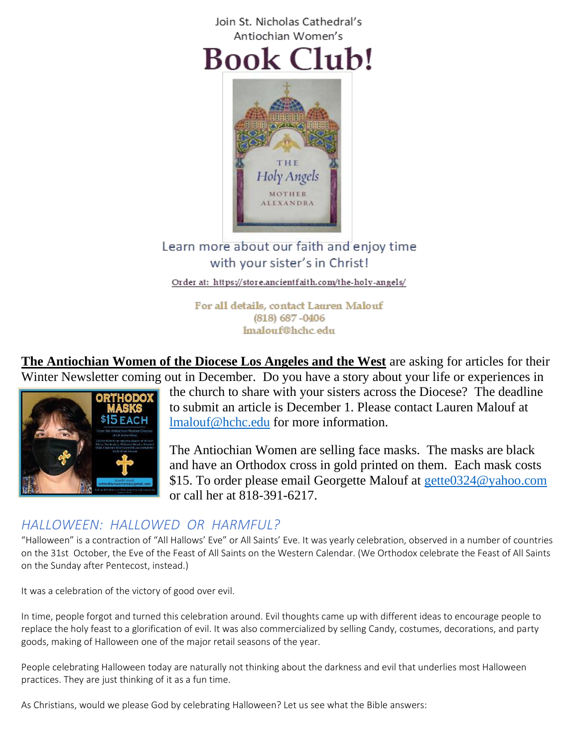Join St. Nicholas Cathedral's
Antiochian Women's

# Book Club!

Learn more about our faith and enjoy time with your sister's in Christ!

Order at: https://store.ancientfaith.com/the-holy-angels/

For all details, contact Lauren Malouf
(818) 687-0406
lmalouf@hchc.edu

**The Antiochian Women of the Diocese Los Angeles and the West** are asking for articles for their Winter Newsletter coming out in December. Do you have a story about your life or experiences in the church to share with your sisters across the Diocese? The deadline to submit an article is December 1. Please contact Lauren Malouf at lmalouf@hchc.edu for more information.

The Antiochian Women are selling face masks. The masks are black and have an Orthodox cross in gold printed on them. Each mask costs $15. To order please email Georgette Malouf at gette0324@yahoo.com or call her at 818-391-6217.

## *HALLOWEEN: HALLOWED OR HARMFUL?*

"Halloween" is a contraction of "All Hallows' Eve" or All Saints' Eve. It was yearly celebration, observed in a number of countries on the 31st October, the Eve of the Feast of All Saints on the Western Calendar. (We Orthodox celebrate the Feast of All Saints on the Sunday after Pentecost, instead.)

It was a celebration of the victory of good over evil.

In time, people forgot and turned this celebration around. Evil thoughts came up with different ideas to encourage people to replace the holy feast to a glorification of evil. It was also commercialized by selling Candy, costumes, decorations, and party goods, making of Halloween one of the major retail seasons of the year.

People celebrating Halloween today are naturally not thinking about the darkness and evil that underlies most Halloween practices. They are just thinking of it as a fun time.

As Christians, would we please God by celebrating Halloween? Let us see what the Bible answers: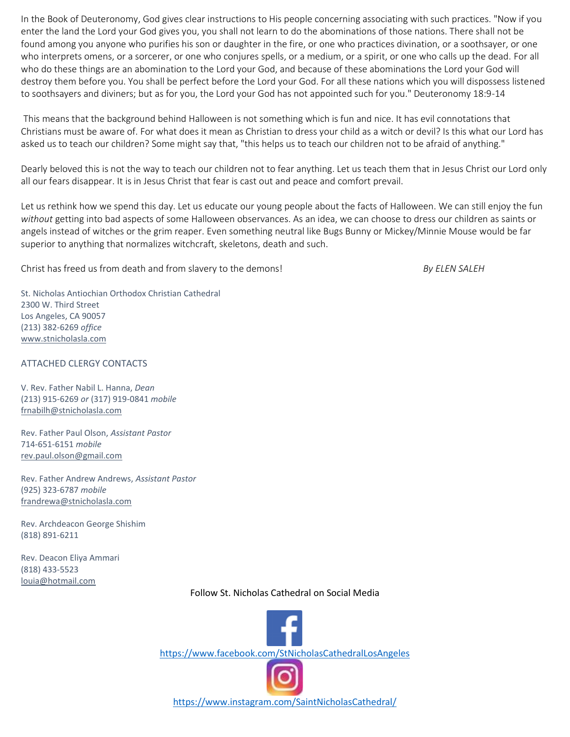In the Book of Deuteronomy, God gives clear instructions to His people concerning associating with such practices. "Now if you enter the land the Lord your God gives you, you shall not learn to do the abominations of those nations. There shall not be found among you anyone who purifies his son or daughter in the fire, or one who practices divination, or a soothsayer, or one who interprets omens, or a sorcerer, or one who conjures spells, or a medium, or a spirit, or one who calls up the dead. For all who do these things are an abomination to the Lord your God, and because of these abominations the Lord your God will destroy them before you. You shall be perfect before the Lord your God. For all these nations which you will dispossess listened to soothsayers and diviners; but as for you, the Lord your God has not appointed such for you." Deuteronomy 18:9-14

This means that the background behind Halloween is not something which is fun and nice. It has evil connotations that Christians must be aware of. For what does it mean as Christian to dress your child as a witch or devil? Is this what our Lord has asked us to teach our children? Some might say that, "this helps us to teach our children not to be afraid of anything."

Dearly beloved this is not the way to teach our children not to fear anything. Let us teach them that in Jesus Christ our Lord only all our fears disappear. It is in Jesus Christ that fear is cast out and peace and comfort prevail.

Let us rethink how we spend this day. Let us educate our young people about the facts of Halloween. We can still enjoy the fun *without* getting into bad aspects of some Halloween observances. As an idea, we can choose to dress our children as saints or angels instead of witches or the grim reaper. Even something neutral like Bugs Bunny or Mickey/Minnie Mouse would be far superior to anything that normalizes witchcraft, skeletons, death and such.

Christ has freed us from death and from slavery to the demons! *By ELEN SALEH*

St. Nicholas Antiochian Orthodox Christian Cathedral
2300 W. Third Street
Los Angeles, CA 90057
(213) 382-6269 *office*
www.stnicholasla.com

ATTACHED CLERGY CONTACTS

V. Rev. Father Nabil L. Hanna, *Dean*
(213) 915-6269 *or* (317) 919-0841 *mobile*
frnabilh@stnicholasla.com

Rev. Father Paul Olson, *Assistant Pastor*
714-651-6151 *mobile*
rev.paul.olson@gmail.com

Rev. Father Andrew Andrews, *Assistant Pastor*
(925) 323-6787 *mobile*
frandrewa@stnicholasla.com

Rev. Archdeacon George Shishim
(818) 891-6211

Rev. Deacon Eliya Ammari
(818) 433-5523
louia@hotmail.com

Follow St. Nicholas Cathedral on Social Media

https://www.facebook.com/StNicholasCathedralLosAngeles

https://www.instagram.com/SaintNicholasCathedral/